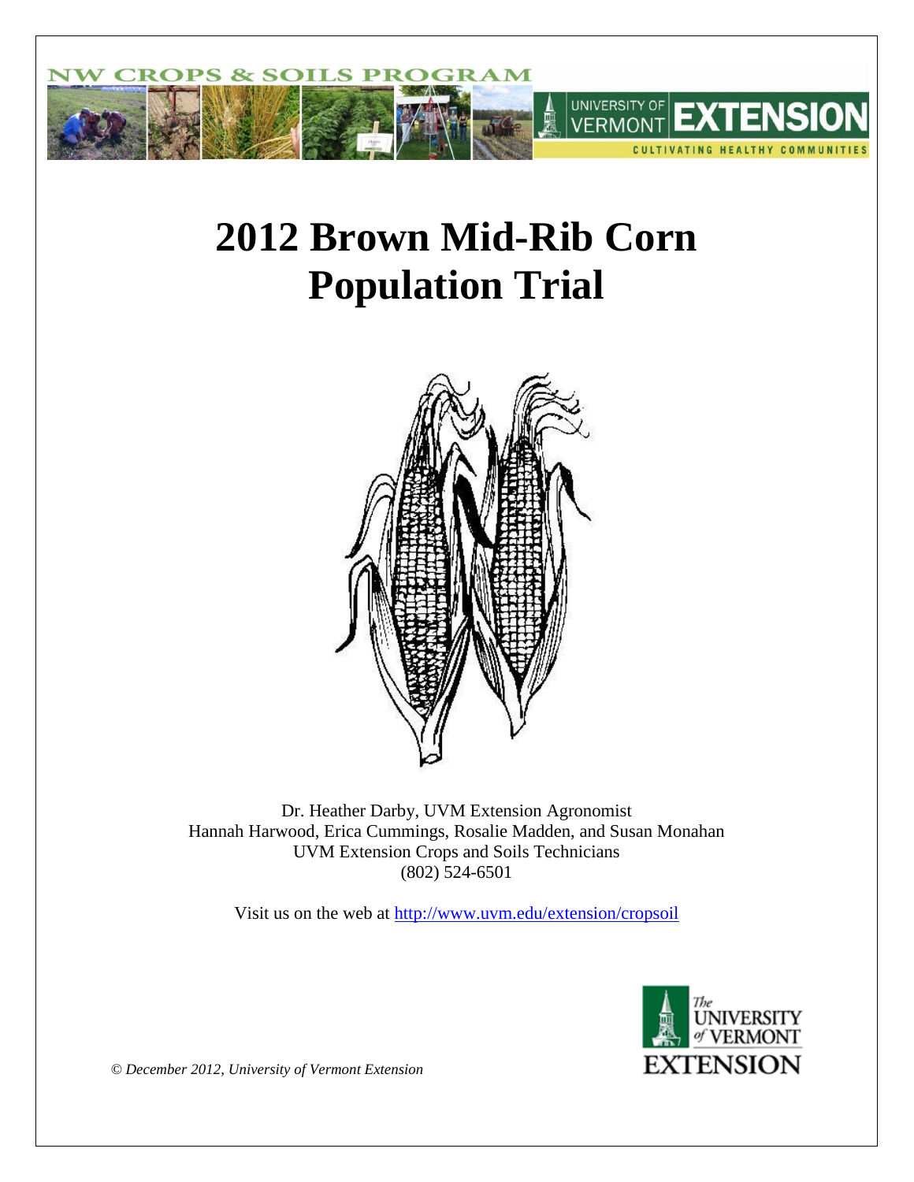# 2012 Brown Mid-Rib Corn Population Trial

Dr. Heather Darby, UVM Extension Agronomist

Hannah Harwood, Erica Cummings, Rosalie Madden, and Susan Monahan

UVM Extension Crops and Soils Technicians

(802) 524-6501

Visit us on the web at http://www.uvm.edu/extension/cropsoil

*© December 2012, University of Vermont Extension*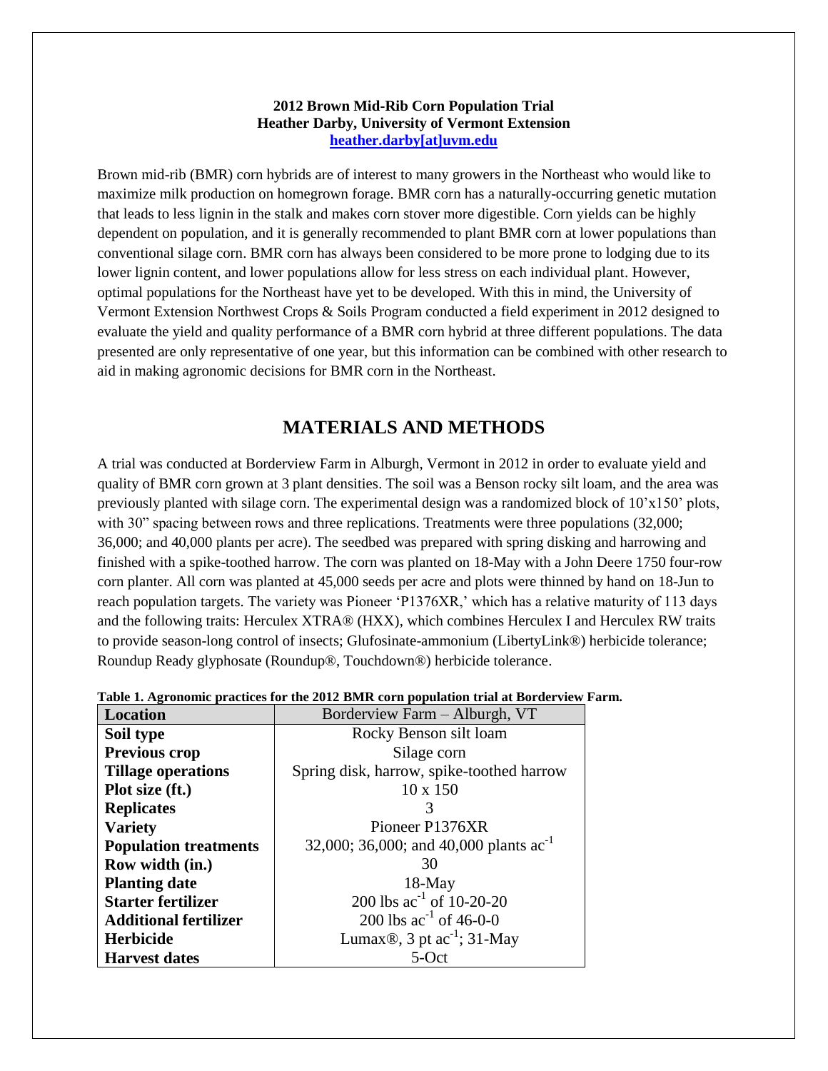**2012 Brown Mid-Rib Corn Population Trial**
**Heather Darby, University of Vermont Extension**
**heather.darby[at]uvm.edu**

Brown mid-rib (BMR) corn hybrids are of interest to many growers in the Northeast who would like to maximize milk production on homegrown forage. BMR corn has a naturally-occurring genetic mutation that leads to less lignin in the stalk and makes corn stover more digestible. Corn yields can be highly dependent on population, and it is generally recommended to plant BMR corn at lower populations than conventional silage corn. BMR corn has always been considered to be more prone to lodging due to its lower lignin content, and lower populations allow for less stress on each individual plant. However, optimal populations for the Northeast have yet to be developed. With this in mind, the University of Vermont Extension Northwest Crops & Soils Program conducted a field experiment in 2012 designed to evaluate the yield and quality performance of a BMR corn hybrid at three different populations. The data presented are only representative of one year, but this information can be combined with other research to aid in making agronomic decisions for BMR corn in the Northeast.

## MATERIALS AND METHODS

A trial was conducted at Borderview Farm in Alburgh, Vermont in 2012 in order to evaluate yield and quality of BMR corn grown at 3 plant densities. The soil was a Benson rocky silt loam, and the area was previously planted with silage corn. The experimental design was a randomized block of 10'x150' plots, with 30" spacing between rows and three replications. Treatments were three populations (32,000; 36,000; and 40,000 plants per acre). The seedbed was prepared with spring disking and harrowing and finished with a spike-toothed harrow. The corn was planted on 18-May with a John Deere 1750 four-row corn planter. All corn was planted at 45,000 seeds per acre and plots were thinned by hand on 18-Jun to reach population targets. The variety was Pioneer 'P1376XR,' which has a relative maturity of 113 days and the following traits: Herculex XTRA® (HXX), which combines Herculex I and Herculex RW traits to provide season-long control of insects; Glufosinate-ammonium (LibertyLink®) herbicide tolerance; Roundup Ready glyphosate (Roundup®, Touchdown®) herbicide tolerance.

**Table 1. Agronomic practices for the 2012 BMR corn population trial at Borderview Farm.**

| **Location** | Borderview Farm – Alburgh, VT |
|---|---|
| **Soil type** | Rocky Benson silt loam |
| **Previous crop** | Silage corn |
| **Tillage operations** | Spring disk, harrow, spike-toothed harrow |
| **Plot size (ft.)** | 10 x 150 |
| **Replicates** | 3 |
| **Variety** | Pioneer P1376XR |
| **Population treatments** | 32,000; 36,000; and 40,000 plants $ac^{-1}$ |
| **Row width (in.)** | 30 |
| **Planting date** | 18-May |
| **Starter fertilizer** | 200 lbs $ac^{-1}$ of 10-20-20 |
| **Additional fertilizer** | 200 lbs $ac^{-1}$ of 46-0-0 |
| **Herbicide** | Lumax®, 3 pt $ac^{-1}$; 31-May |
| **Harvest dates** | 5-Oct |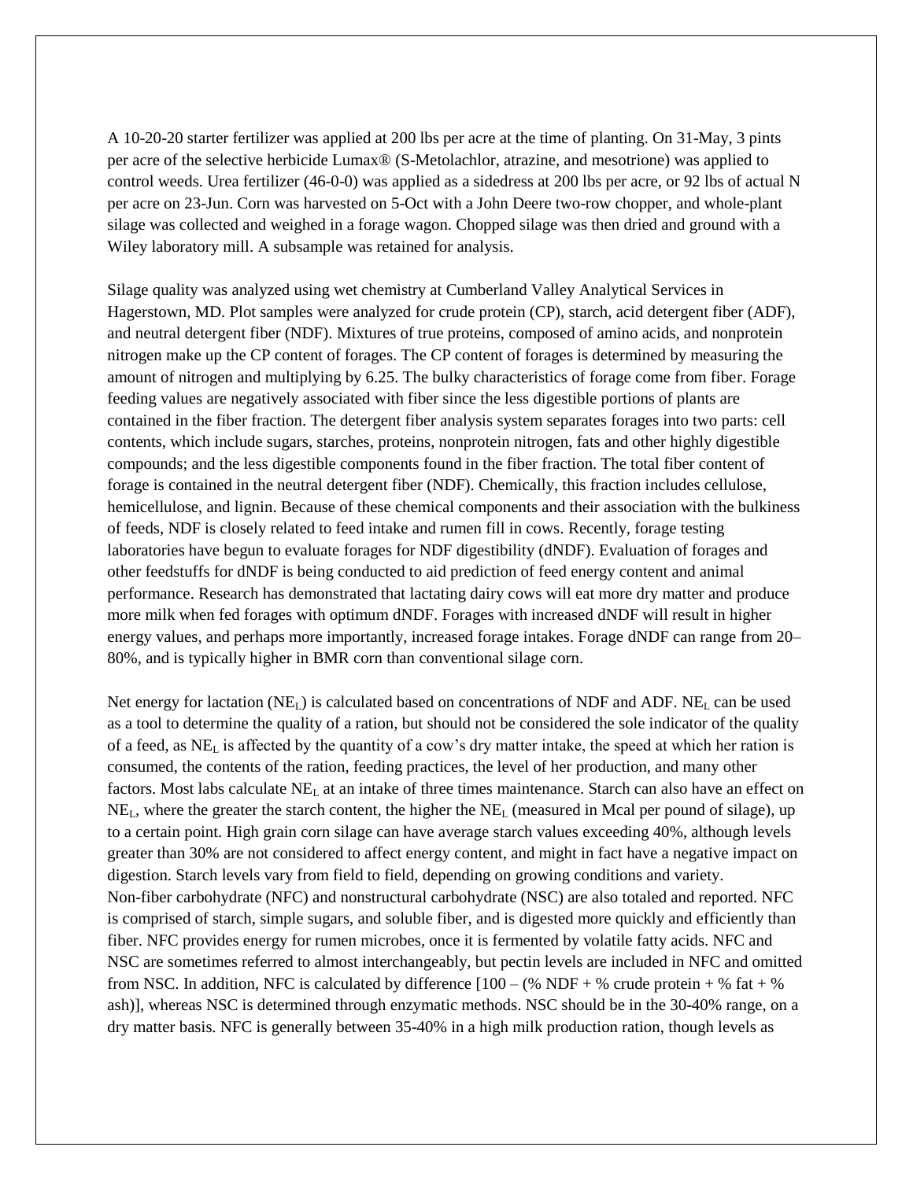A 10-20-20 starter fertilizer was applied at 200 lbs per acre at the time of planting. On 31-May, 3 pints per acre of the selective herbicide Lumax® (S-Metolachlor, atrazine, and mesotrione) was applied to control weeds. Urea fertilizer (46-0-0) was applied as a sidedress at 200 lbs per acre, or 92 lbs of actual N per acre on 23-Jun. Corn was harvested on 5-Oct with a John Deere two-row chopper, and whole-plant silage was collected and weighed in a forage wagon. Chopped silage was then dried and ground with a Wiley laboratory mill. A subsample was retained for analysis.

Silage quality was analyzed using wet chemistry at Cumberland Valley Analytical Services in Hagerstown, MD. Plot samples were analyzed for crude protein (CP), starch, acid detergent fiber (ADF), and neutral detergent fiber (NDF). Mixtures of true proteins, composed of amino acids, and nonprotein nitrogen make up the CP content of forages. The CP content of forages is determined by measuring the amount of nitrogen and multiplying by 6.25. The bulky characteristics of forage come from fiber. Forage feeding values are negatively associated with fiber since the less digestible portions of plants are contained in the fiber fraction. The detergent fiber analysis system separates forages into two parts: cell contents, which include sugars, starches, proteins, nonprotein nitrogen, fats and other highly digestible compounds; and the less digestible components found in the fiber fraction. The total fiber content of forage is contained in the neutral detergent fiber (NDF). Chemically, this fraction includes cellulose, hemicellulose, and lignin. Because of these chemical components and their association with the bulkiness of feeds, NDF is closely related to feed intake and rumen fill in cows. Recently, forage testing laboratories have begun to evaluate forages for NDF digestibility (dNDF). Evaluation of forages and other feedstuffs for dNDF is being conducted to aid prediction of feed energy content and animal performance. Research has demonstrated that lactating dairy cows will eat more dry matter and produce more milk when fed forages with optimum dNDF. Forages with increased dNDF will result in higher energy values, and perhaps more importantly, increased forage intakes. Forage dNDF can range from 20–80%, and is typically higher in BMR corn than conventional silage corn.

Net energy for lactation ($NE_L$) is calculated based on concentrations of NDF and ADF. $NE_L$ can be used as a tool to determine the quality of a ration, but should not be considered the sole indicator of the quality of a feed, as $NE_L$ is affected by the quantity of a cow's dry matter intake, the speed at which her ration is consumed, the contents of the ration, feeding practices, the level of her production, and many other factors. Most labs calculate $NE_L$ at an intake of three times maintenance. Starch can also have an effect on $NE_L$, where the greater the starch content, the higher the $NE_L$ (measured in Mcal per pound of silage), up to a certain point. High grain corn silage can have average starch values exceeding 40%, although levels greater than 30% are not considered to affect energy content, and might in fact have a negative impact on digestion. Starch levels vary from field to field, depending on growing conditions and variety.
Non-fiber carbohydrate (NFC) and nonstructural carbohydrate (NSC) are also totaled and reported. NFC is comprised of starch, simple sugars, and soluble fiber, and is digested more quickly and efficiently than fiber. NFC provides energy for rumen microbes, once it is fermented by volatile fatty acids. NFC and NSC are sometimes referred to almost interchangeably, but pectin levels are included in NFC and omitted from NSC. In addition, NFC is calculated by difference [100 – (% NDF + % crude protein + % fat + % ash)], whereas NSC is determined through enzymatic methods. NSC should be in the 30-40% range, on a dry matter basis. NFC is generally between 35-40% in a high milk production ration, though levels as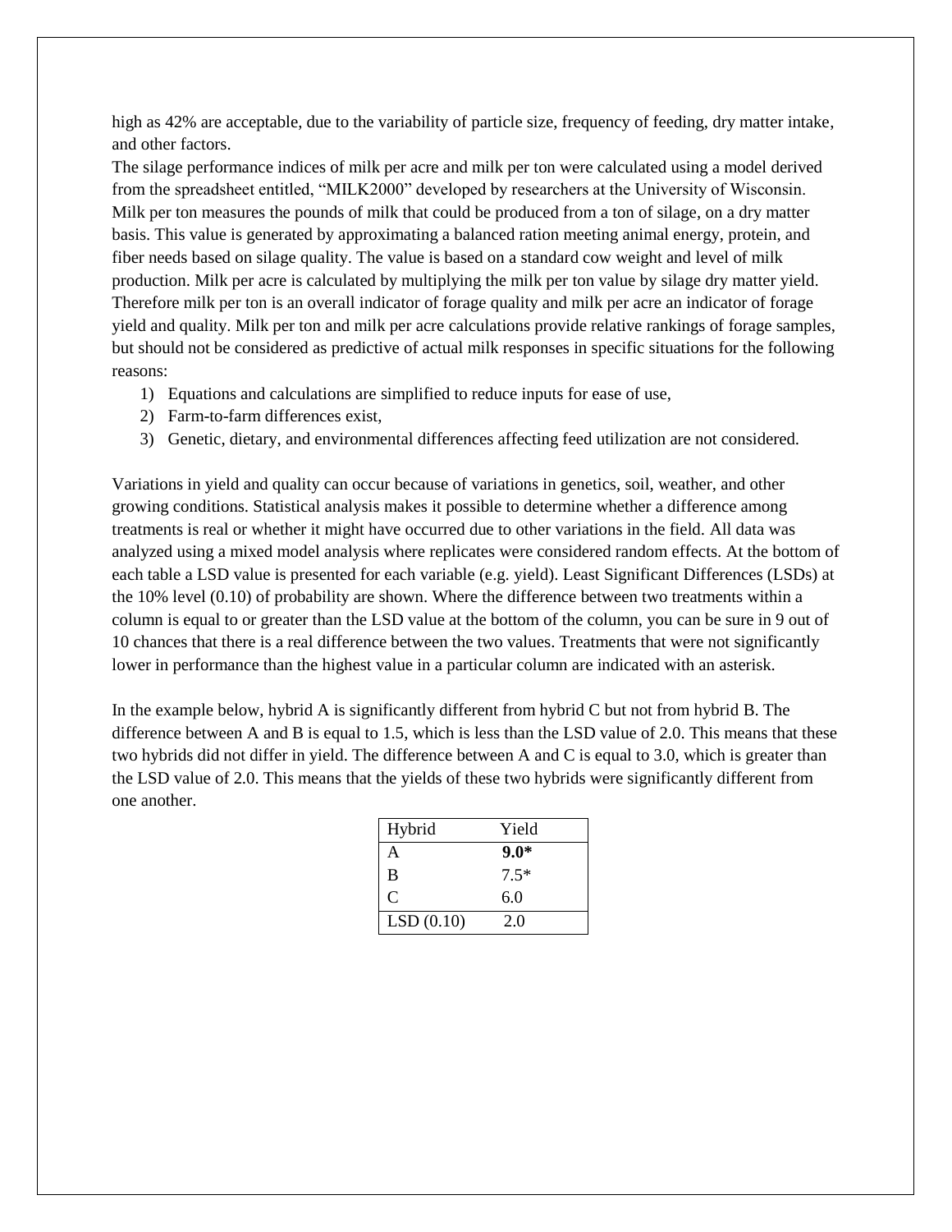high as 42% are acceptable, due to the variability of particle size, frequency of feeding, dry matter intake, and other factors.

The silage performance indices of milk per acre and milk per ton were calculated using a model derived from the spreadsheet entitled, "MILK2000" developed by researchers at the University of Wisconsin. Milk per ton measures the pounds of milk that could be produced from a ton of silage, on a dry matter basis. This value is generated by approximating a balanced ration meeting animal energy, protein, and fiber needs based on silage quality. The value is based on a standard cow weight and level of milk production. Milk per acre is calculated by multiplying the milk per ton value by silage dry matter yield. Therefore milk per ton is an overall indicator of forage quality and milk per acre an indicator of forage yield and quality. Milk per ton and milk per acre calculations provide relative rankings of forage samples, but should not be considered as predictive of actual milk responses in specific situations for the following reasons:

1) Equations and calculations are simplified to reduce inputs for ease of use,
2) Farm-to-farm differences exist,
3) Genetic, dietary, and environmental differences affecting feed utilization are not considered.

Variations in yield and quality can occur because of variations in genetics, soil, weather, and other growing conditions. Statistical analysis makes it possible to determine whether a difference among treatments is real or whether it might have occurred due to other variations in the field. All data was analyzed using a mixed model analysis where replicates were considered random effects. At the bottom of each table a LSD value is presented for each variable (e.g. yield). Least Significant Differences (LSDs) at the 10% level (0.10) of probability are shown. Where the difference between two treatments within a column is equal to or greater than the LSD value at the bottom of the column, you can be sure in 9 out of 10 chances that there is a real difference between the two values. Treatments that were not significantly lower in performance than the highest value in a particular column are indicated with an asterisk.

In the example below, hybrid A is significantly different from hybrid C but not from hybrid B. The difference between A and B is equal to 1.5, which is less than the LSD value of 2.0. This means that these two hybrids did not differ in yield. The difference between A and C is equal to 3.0, which is greater than the LSD value of 2.0. This means that the yields of these two hybrids were significantly different from one another.

| Hybrid | Yield |
|---|---|
| A | **9.0*** |
| B | 7.5* |
| C | 6.0 |
| LSD (0.10) | 2.0 |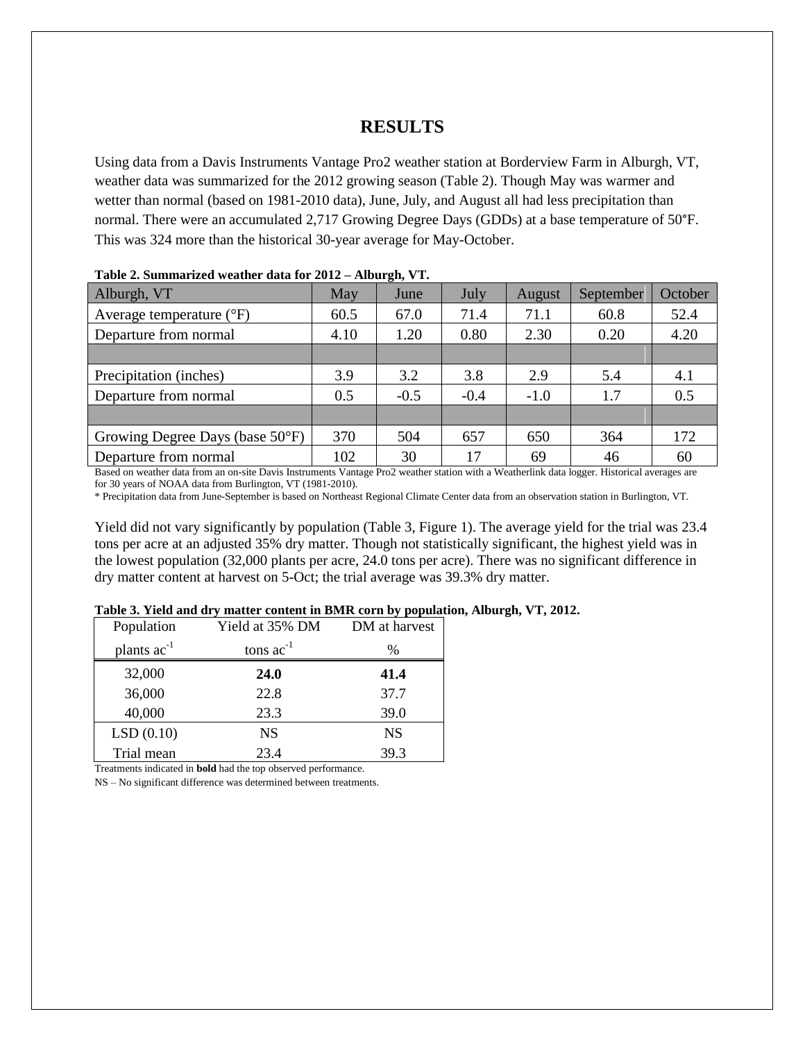# RESULTS

Using data from a Davis Instruments Vantage Pro2 weather station at Borderview Farm in Alburgh, VT, weather data was summarized for the 2012 growing season (Table 2). Though May was warmer and wetter than normal (based on 1981-2010 data), June, July, and August all had less precipitation than normal. There were an accumulated 2,717 Growing Degree Days (GDDs) at a base temperature of 50°F. This was 324 more than the historical 30-year average for May-October.

**Table 2. Summarized weather data for 2012 – Alburgh, VT.**

| Alburgh, VT | May | June | July | August | September | October |
|---|---|---|---|---|---|---|
| Average temperature (°F) | 60.5 | 67.0 | 71.4 | 71.1 | 60.8 | 52.4 |
| Departure from normal | 4.10 | 1.20 | 0.80 | 2.30 | 0.20 | 4.20 |
| | | | | | | |
| Precipitation (inches) | 3.9 | 3.2 | 3.8 | 2.9 | 5.4 | 4.1 |
| Departure from normal | 0.5 | -0.5 | -0.4 | -1.0 | 1.7 | 0.5 |
| | | | | | | |
| Growing Degree Days (base 50°F) | 370 | 504 | 657 | 650 | 364 | 172 |
| Departure from normal | 102 | 30 | 17 | 69 | 46 | 60 |

Based on weather data from an on-site Davis Instruments Vantage Pro2 weather station with a Weatherlink data logger. Historical averages are for 30 years of NOAA data from Burlington, VT (1981-2010).

* Precipitation data from June-September is based on Northeast Regional Climate Center data from an observation station in Burlington, VT.

Yield did not vary significantly by population (Table 3, Figure 1). The average yield for the trial was 23.4 tons per acre at an adjusted 35% dry matter. Though not statistically significant, the highest yield was in the lowest population (32,000 plants per acre, 24.0 tons per acre). There was no significant difference in dry matter content at harvest on 5-Oct; the trial average was 39.3% dry matter.

**Table 3. Yield and dry matter content in BMR corn by population, Alburgh, VT, 2012.**

| Population | Yield at 35% DM | DM at harvest |
|---|---|---|
| plants $ac^{-1}$ | tons $ac^{-1}$ | % |
| 32,000 | **24.0** | **41.4** |
| 36,000 | 22.8 | 37.7 |
| 40,000 | 23.3 | 39.0 |
| LSD (0.10) | NS | NS |
| Trial mean | 23.4 | 39.3 |

Treatments indicated in **bold** had the top observed performance.

NS – No significant difference was determined between treatments.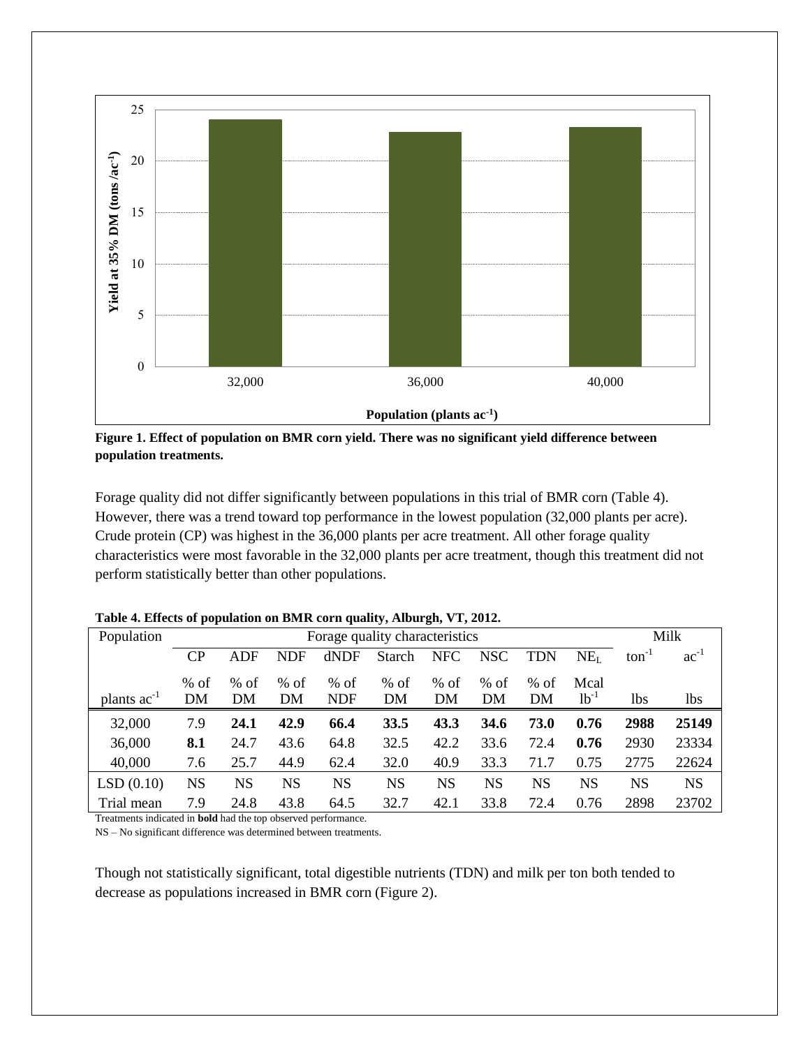**Figure 1. Effect of population on BMR corn yield. There was no significant yield difference between population treatments.**

Forage quality did not differ significantly between populations in this trial of BMR corn (Table 4). However, there was a trend toward top performance in the lowest population (32,000 plants per acre). Crude protein (CP) was highest in the 36,000 plants per acre treatment. All other forage quality characteristics were most favorable in the 32,000 plants per acre treatment, though this treatment did not perform statistically better than other populations.

**Table 4. Effects of population on BMR corn quality, Alburgh, VT, 2012.**

| Population | Forage quality characteristics | | | | | | | | | Milk | |
|---|---|---|---|---|---|---|---|---|---|---|---|
| | CP | ADF | NDF | dNDF | Starch | NFC | NSC | TDN | $NE_L$ | $ton^{-1}$ | $ac^{-1}$ |
| plants $ac^{-1}$ | % of DM | % of DM | % of DM | % of NDF | % of DM | % of DM | % of DM | % of DM | Mcal $lb^{-1}$ | lbs | lbs |
| 32,000 | 7.9 | **24.1** | **42.9** | **66.4** | **33.5** | **43.3** | **34.6** | **73.0** | **0.76** | **2988** | **25149** |
| 36,000 | **8.1** | 24.7 | 43.6 | 64.8 | 32.5 | 42.2 | 33.6 | 72.4 | **0.76** | 2930 | 23334 |
| 40,000 | 7.6 | 25.7 | 44.9 | 62.4 | 32.0 | 40.9 | 33.3 | 71.7 | 0.75 | 2775 | 22624 |
| LSD (0.10) | NS | NS | NS | NS | NS | NS | NS | NS | NS | NS | NS |
| Trial mean | 7.9 | 24.8 | 43.8 | 64.5 | 32.7 | 42.1 | 33.8 | 72.4 | 0.76 | 2898 | 23702 |

Treatments indicated in **bold** had the top observed performance.

NS – No significant difference was determined between treatments.

Though not statistically significant, total digestible nutrients (TDN) and milk per ton both tended to decrease as populations increased in BMR corn (Figure 2).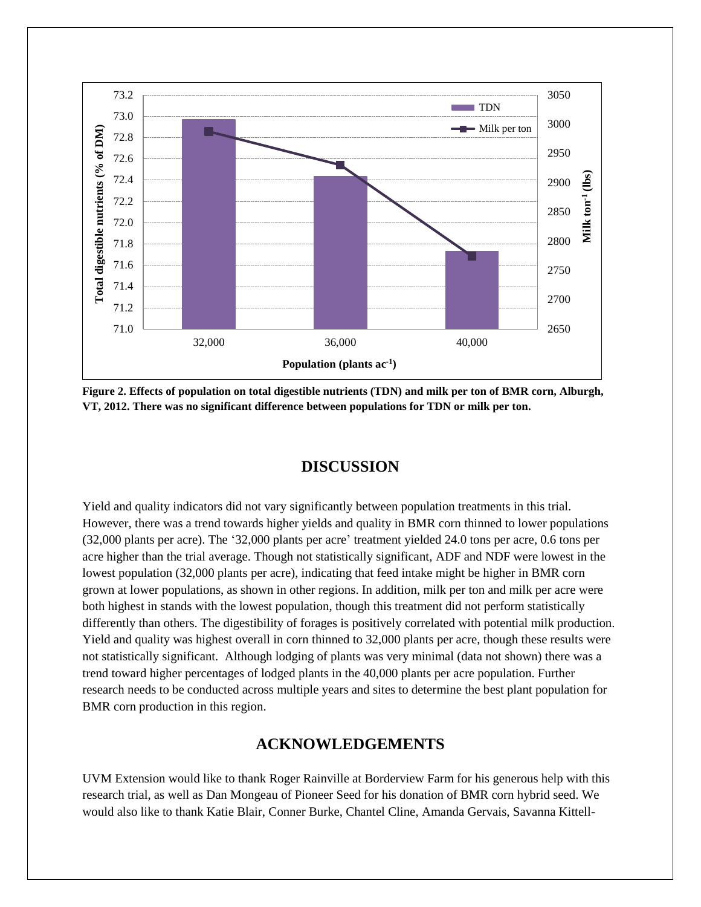**Figure 2. Effects of population on total digestible nutrients (TDN) and milk per ton of BMR corn, Alburgh, VT, 2012. There was no significant difference between populations for TDN or milk per ton.**

## DISCUSSION

Yield and quality indicators did not vary significantly between population treatments in this trial. However, there was a trend towards higher yields and quality in BMR corn thinned to lower populations (32,000 plants per acre). The '32,000 plants per acre' treatment yielded 24.0 tons per acre, 0.6 tons per acre higher than the trial average. Though not statistically significant, ADF and NDF were lowest in the lowest population (32,000 plants per acre), indicating that feed intake might be higher in BMR corn grown at lower populations, as shown in other regions. In addition, milk per ton and milk per acre were both highest in stands with the lowest population, though this treatment did not perform statistically differently than others. The digestibility of forages is positively correlated with potential milk production. Yield and quality was highest overall in corn thinned to 32,000 plants per acre, though these results were not statistically significant. Although lodging of plants was very minimal (data not shown) there was a trend toward higher percentages of lodged plants in the 40,000 plants per acre population. Further research needs to be conducted across multiple years and sites to determine the best plant population for BMR corn production in this region.

## ACKNOWLEDGEMENTS

UVM Extension would like to thank Roger Rainville at Borderview Farm for his generous help with this research trial, as well as Dan Mongeau of Pioneer Seed for his donation of BMR corn hybrid seed. We would also like to thank Katie Blair, Conner Burke, Chantel Cline, Amanda Gervais, Savanna Kittell-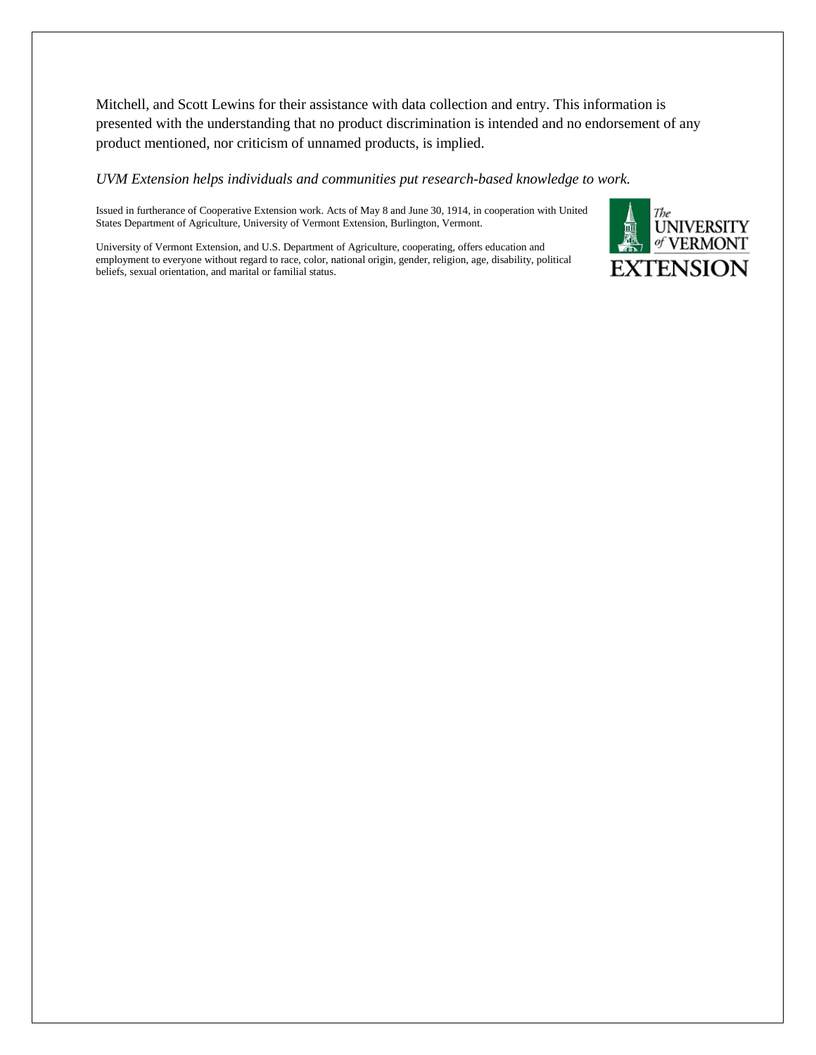Mitchell, and Scott Lewins for their assistance with data collection and entry. This information is presented with the understanding that no product discrimination is intended and no endorsement of any product mentioned, nor criticism of unnamed products, is implied.

*UVM Extension helps individuals and communities put research-based knowledge to work.*

Issued in furtherance of Cooperative Extension work. Acts of May 8 and June 30, 1914, in cooperation with United States Department of Agriculture, University of Vermont Extension, Burlington, Vermont.

University of Vermont Extension, and U.S. Department of Agriculture, cooperating, offers education and employment to everyone without regard to race, color, national origin, gender, religion, age, disability, political beliefs, sexual orientation, and marital or familial status.

The UNIVERSITY of VERMONT EXTENSION